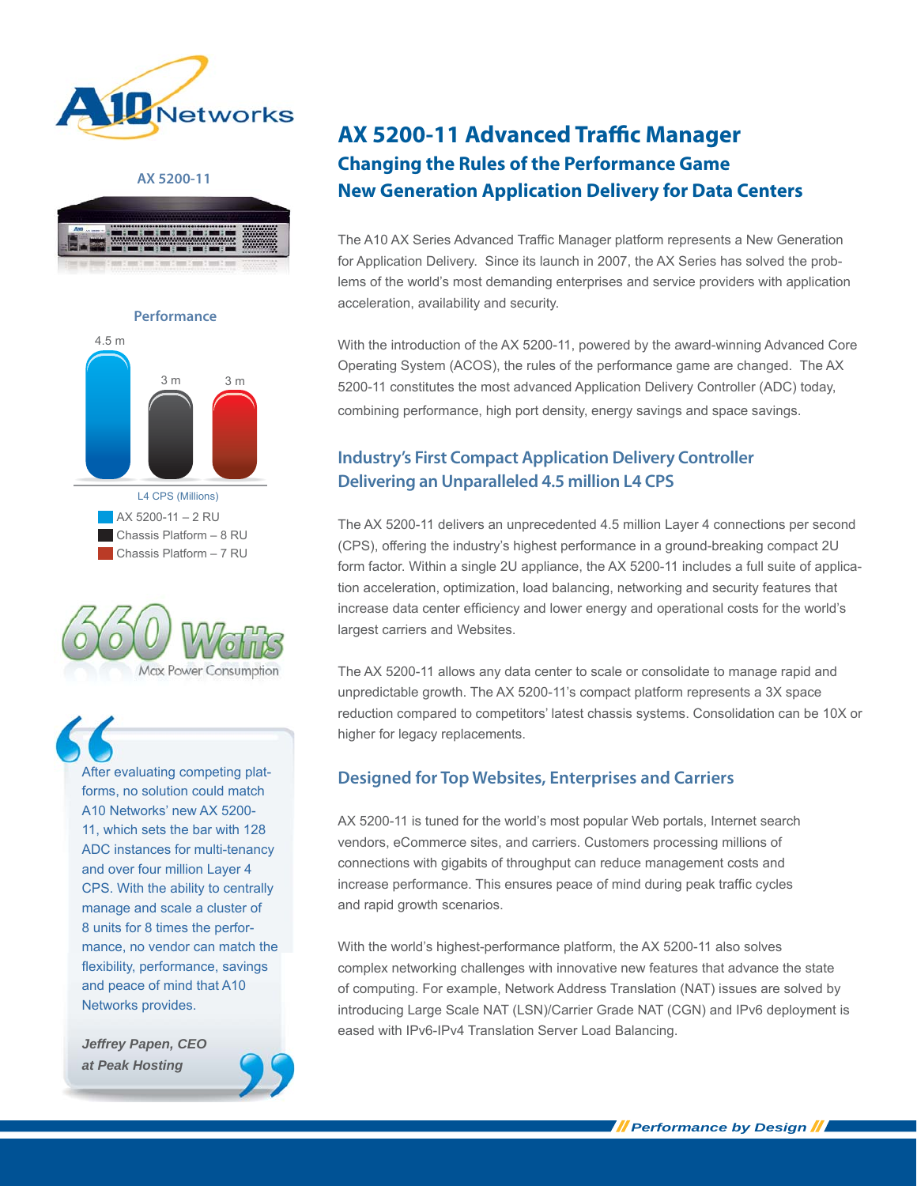AX 5200-11

Performance

4.5 m  3 m  3 m

L4 CPS (Millions)

- AX 5200-11 – 2 RU
- Chassis Platform – 8 RU
- Chassis Platform – 7 RU

660 Watts

Max Power Consumption

> After evaluating competing platforms, no solution could match A10 Networks' new AX 5200-11, which sets the bar with 128 ADC instances for multi-tenancy and over four million Layer 4 CPS. With the ability to centrally manage and scale a cluster of 8 units for 8 times the performance, no vendor can match the flexibility, performance, savings and peace of mind that A10 Networks provides.
>
> ***Jeffrey Papen, CEO at Peak Hosting***

# AX 5200-11 Advanced Traffic Manager

## Changing the Rules of the Performance Game

## New Generation Application Delivery for Data Centers

The A10 AX Series Advanced Traffic Manager platform represents a New Generation for Application Delivery. Since its launch in 2007, the AX Series has solved the problems of the world's most demanding enterprises and service providers with application acceleration, availability and security.

With the introduction of the AX 5200-11, powered by the award-winning Advanced Core Operating System (ACOS), the rules of the performance game are changed. The AX 5200-11 constitutes the most advanced Application Delivery Controller (ADC) today, combining performance, high port density, energy savings and space savings.

## Industry's First Compact Application Delivery Controller Delivering an Unparalleled 4.5 million L4 CPS

The AX 5200-11 delivers an unprecedented 4.5 million Layer 4 connections per second (CPS), offering the industry's highest performance in a ground-breaking compact 2U form factor. Within a single 2U appliance, the AX 5200-11 includes a full suite of application acceleration, optimization, load balancing, networking and security features that increase data center efficiency and lower energy and operational costs for the world's largest carriers and Websites.

The AX 5200-11 allows any data center to scale or consolidate to manage rapid and unpredictable growth. The AX 5200-11's compact platform represents a 3X space reduction compared to competitors' latest chassis systems. Consolidation can be 10X or higher for legacy replacements.

## Designed for Top Websites, Enterprises and Carriers

AX 5200-11 is tuned for the world's most popular Web portals, Internet search vendors, eCommerce sites, and carriers. Customers processing millions of connections with gigabits of throughput can reduce management costs and increase performance. This ensures peace of mind during peak traffic cycles and rapid growth scenarios.

With the world's highest-performance platform, the AX 5200-11 also solves complex networking challenges with innovative new features that advance the state of computing. For example, Network Address Translation (NAT) issues are solved by introducing Large Scale NAT (LSN)/Carrier Grade NAT (CGN) and IPv6 deployment is eased with IPv6-IPv4 Translation Server Load Balancing.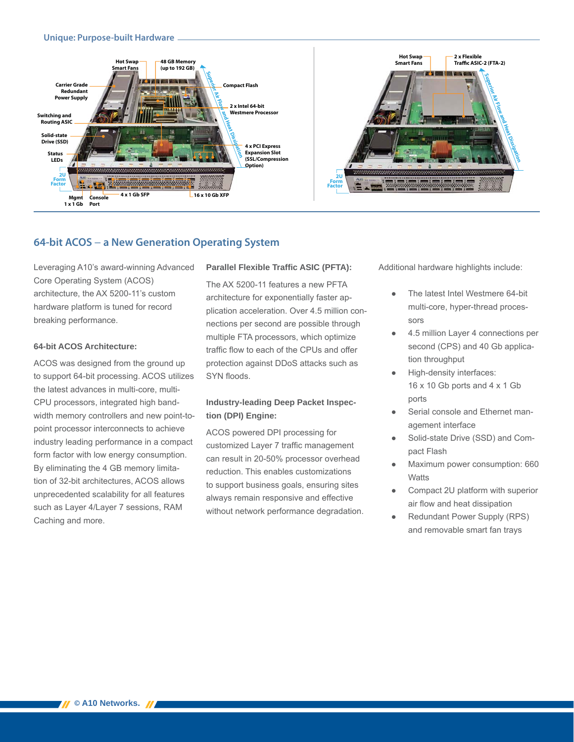## Unique: Purpose-built Hardware

Hot Swap Smart Fans
48 GB Memory (up to 192 GB)
Carrier Grade Redundant Power Supply
Compact Flash
2 x Intel 64-bit Westmere Processor
Switching and Routing ASIC
Solid-state Drive (SSD)
Status LEDs
4 x PCI Express Expansion Slot (SSL/Compression Option)
Superior Air Flow and Heat Dissipation
2U Form Factor
Mgmt 1 x 1 Gb
Console Port
4 x 1 Gb SFP
16 x 10 Gb XFP

Hot Swap Smart Fans
2 x Flexible Traffic ASIC-2 (FTA-2)
Superior Air Flow and Heat Dissipation
2U Form Factor

## 64-bit ACOS – a New Generation Operating System

Leveraging A10's award-winning Advanced Core Operating System (ACOS) architecture, the AX 5200-11's custom hardware platform is tuned for record breaking performance.

### 64-bit ACOS Architecture:

ACOS was designed from the ground up to support 64-bit processing. ACOS utilizes the latest advances in multi-core, multi-CPU processors, integrated high bandwidth memory controllers and new point-to-point processor interconnects to achieve industry leading performance in a compact form factor with low energy consumption. By eliminating the 4 GB memory limitation of 32-bit architectures, ACOS allows unprecedented scalability for all features such as Layer 4/Layer 7 sessions, RAM Caching and more.

### Parallel Flexible Traffic ASIC (PFTA):

The AX 5200-11 features a new PFTA architecture for exponentially faster application acceleration. Over 4.5 million connections per second are possible through multiple FTA processors, which optimize traffic flow to each of the CPUs and offer protection against DDoS attacks such as SYN floods.

### Industry-leading Deep Packet Inspection (DPI) Engine:

ACOS powered DPI processing for customized Layer 7 traffic management can result in 20-50% processor overhead reduction. This enables customizations to support business goals, ensuring sites always remain responsive and effective without network performance degradation.

Additional hardware highlights include:

- The latest Intel Westmere 64-bit multi-core, hyper-thread processors
- 4.5 million Layer 4 connections per second (CPS) and 40 Gb application throughput
- High-density interfaces: 16 x 10 Gb ports and 4 x 1 Gb ports
- Serial console and Ethernet management interface
- Solid-state Drive (SSD) and Compact Flash
- Maximum power consumption: 660 Watts
- Compact 2U platform with superior air flow and heat dissipation
- Redundant Power Supply (RPS) and removable smart fan trays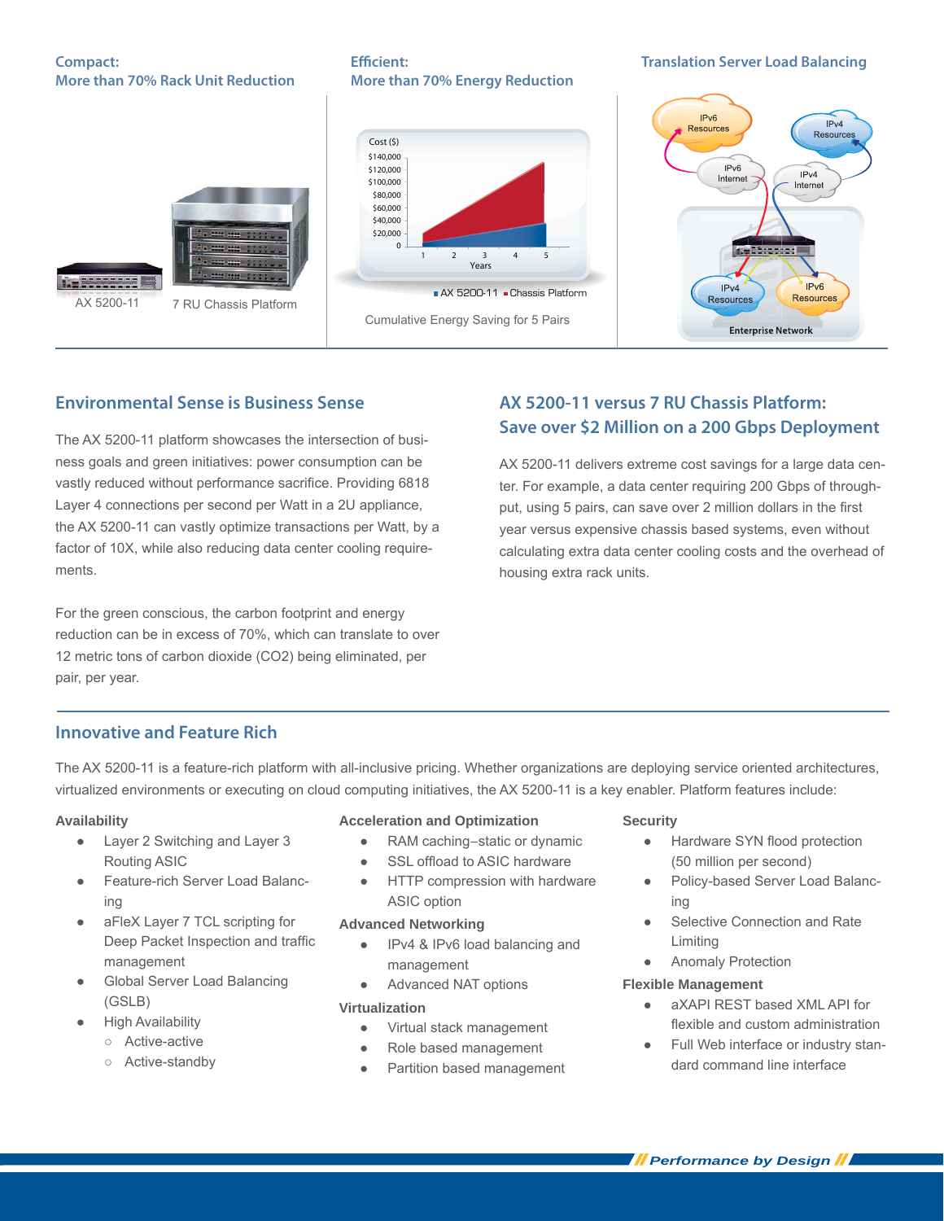## Compact: More than 70% Rack Unit Reduction

AX 5200-11 7 RU Chassis Platform

## Efficient: More than 70% Energy Reduction

Cumulative Energy Saving for 5 Pairs

## Translation Server Load Balancing

## Environmental Sense is Business Sense

The AX 5200-11 platform showcases the intersection of business goals and green initiatives: power consumption can be vastly reduced without performance sacrifice. Providing 6818 Layer 4 connections per second per Watt in a 2U appliance, the AX 5200-11 can vastly optimize transactions per Watt, by a factor of 10X, while also reducing data center cooling requirements.

For the green conscious, the carbon footprint and energy reduction can be in excess of 70%, which can translate to over 12 metric tons of carbon dioxide ($CO_2$) being eliminated, per pair, per year.

## AX 5200-11 versus 7 RU Chassis Platform: Save over $2 Million on a 200 Gbps Deployment

AX 5200-11 delivers extreme cost savings for a large data center. For example, a data center requiring 200 Gbps of throughput, using 5 pairs, can save over 2 million dollars in the first year versus expensive chassis based systems, even without calculating extra data center cooling costs and the overhead of housing extra rack units.

## Innovative and Feature Rich

The AX 5200-11 is a feature-rich platform with all-inclusive pricing. Whether organizations are deploying service oriented architectures, virtualized environments or executing on cloud computing initiatives, the AX 5200-11 is a key enabler. Platform features include:

**Availability**

- Layer 2 Switching and Layer 3 Routing ASIC
- Feature-rich Server Load Balancing
- aFleX Layer 7 TCL scripting for Deep Packet Inspection and traffic management
- Global Server Load Balancing (GSLB)
- High Availability
  - Active-active
  - Active-standby

**Acceleration and Optimization**

- RAM caching–static or dynamic
- SSL offload to ASIC hardware
- HTTP compression with hardware ASIC option

**Advanced Networking**

- IPv4 & IPv6 load balancing and management
- Advanced NAT options

**Virtualization**

- Virtual stack management
- Role based management
- Partition based management

**Security**

- Hardware SYN flood protection (50 million per second)
- Policy-based Server Load Balancing
- Selective Connection and Rate Limiting
- Anomaly Protection

**Flexible Management**

- aXAPI REST based XML API for flexible and custom administration
- Full Web interface or industry standard command line interface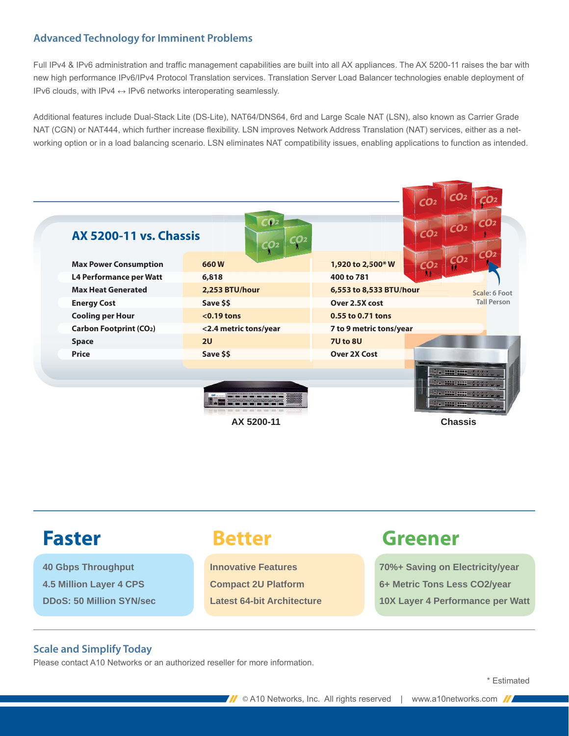## Advanced Technology for Imminent Problems

Full IPv4 & IPv6 administration and traffic management capabilities are built into all AX appliances. The AX 5200-11 raises the bar with new high performance IPv6/IPv4 Protocol Translation services. Translation Server Load Balancer technologies enable deployment of IPv6 clouds, with IPv4 ↔ IPv6 networks interoperating seamlessly.

Additional features include Dual-Stack Lite (DS-Lite), NAT64/DNS64, 6rd and Large Scale NAT (LSN), also known as Carrier Grade NAT (CGN) or NAT444, which further increase flexibility. LSN improves Network Address Translation (NAT) services, either as a networking option or in a load balancing scenario. LSN eliminates NAT compatibility issues, enabling applications to function as intended.

### AX 5200-11 vs. Chassis

| | AX 5200-11 | Chassis |
|---|---|---|
| **Max Power Consumption** | **660 W** | **1,920 to 2,500* W** |
| **L4 Performance per Watt** | **6,818** | **400 to 781** |
| **Max Heat Generated** | **2,253 BTU/hour** | **6,553 to 8,533 BTU/hour** |
| **Energy Cost** | **Save $$** | **Over 2.5X cost** |
| **Cooling per Hour** | **<0.19 tons** | **0.55 to 0.71 tons** |
| **Carbon Footprint ($CO_2$)** | **<2.4 metric tons/year** | **7 to 9 metric tons/year** |
| **Space** | **2U** | **7U to 8U** |
| **Price** | **Save $$** | **Over 2X Cost** |

Scale: 6 Foot Tall Person

AX 5200-11

Chassis

## Faster

- 40 Gbps Throughput
- 4.5 Million Layer 4 CPS
- DDoS: 50 Million SYN/sec

## Better

- Innovative Features
- Compact 2U Platform
- Latest 64-bit Architecture

## Greener

- 70%+ Saving on Electricity/year
- 6+ Metric Tons Less CO2/year
- 10X Layer 4 Performance per Watt

## Scale and Simplify Today

Please contact A10 Networks or an authorized reseller for more information.

\* Estimated

© A10 Networks, Inc. All rights reserved | www.a10networks.com